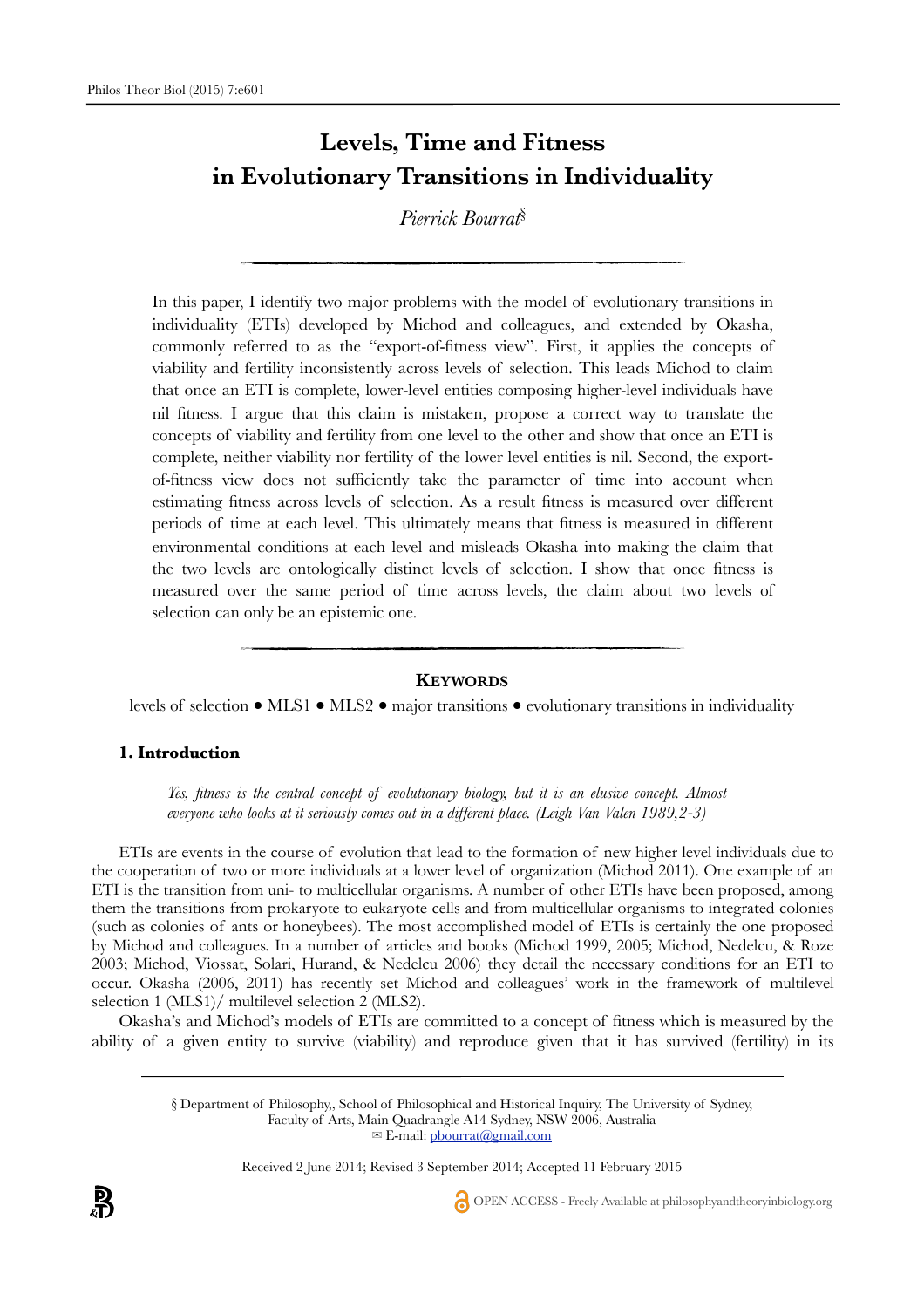# Levels, Time and Fitness in Evolutionary Transitions in Individuality

*Pierrick Bourrat*[§]

In this paper, I identify two major problems with the model of evolutionary transitions in individuality (ETIs) developed by Michod and colleagues, and extended by Okasha, commonly referred to as the "export-of-fitness view". First, it applies the concepts of viability and fertility inconsistently across levels of selection. This leads Michod to claim that once an ETI is complete, lower-level entities composing higher-level individuals have nil fitness. I argue that this claim is mistaken, propose a correct way to translate the concepts of viability and fertility from one level to the other and show that once an ETI is complete, neither viability nor fertility of the lower level entities is nil. Second, the export-of-fitness view does not sufficiently take the parameter of time into account when estimating fitness across levels of selection. As a result fitness is measured over different periods of time at each level. This ultimately means that fitness is measured in different environmental conditions at each level and misleads Okasha into making the claim that the two levels are ontologically distinct levels of selection. I show that once fitness is measured over the same period of time across levels, the claim about two levels of selection can only be an epistemic one.

**KEYWORDS**

levels of selection • MLS1 • MLS2 • major transitions • evolutionary transitions in individuality

### 1. Introduction

*Yes, fitness is the central concept of evolutionary biology, but it is an elusive concept. Almost everyone who looks at it seriously comes out in a different place. (Leigh Van Valen 1989, 2-3)*

ETIs are events in the course of evolution that lead to the formation of new higher level individuals due to the cooperation of two or more individuals at a lower level of organization (Michod 2011). One example of an ETI is the transition from uni- to multicellular organisms. A number of other ETIs have been proposed, among them the transitions from prokaryote to eukaryote cells and from multicellular organisms to integrated colonies (such as colonies of ants or honeybees). The most accomplished model of ETIs is certainly the one proposed by Michod and colleagues. In a number of articles and books (Michod 1999, 2005; Michod, Nedelcu, & Roze 2003; Michod, Viossat, Solari, Hurand, & Nedelcu 2006) they detail the necessary conditions for an ETI to occur. Okasha (2006, 2011) has recently set Michod and colleagues' work in the framework of multilevel selection 1 (MLS1)/ multilevel selection 2 (MLS2).

Okasha's and Michod's models of ETIs are committed to a concept of fitness which is measured by the ability of a given entity to survive (viability) and reproduce given that it has survived (fertility) in its

§ Department of Philosophy,, School of Philosophical and Historical Inquiry, The University of Sydney, Faculty of Arts, Main Quadrangle A14 Sydney, NSW 2006, Australia
✉ E-mail: pbourrat@gmail.com

Received 2 June 2014; Revised 3 September 2014; Accepted 11 February 2015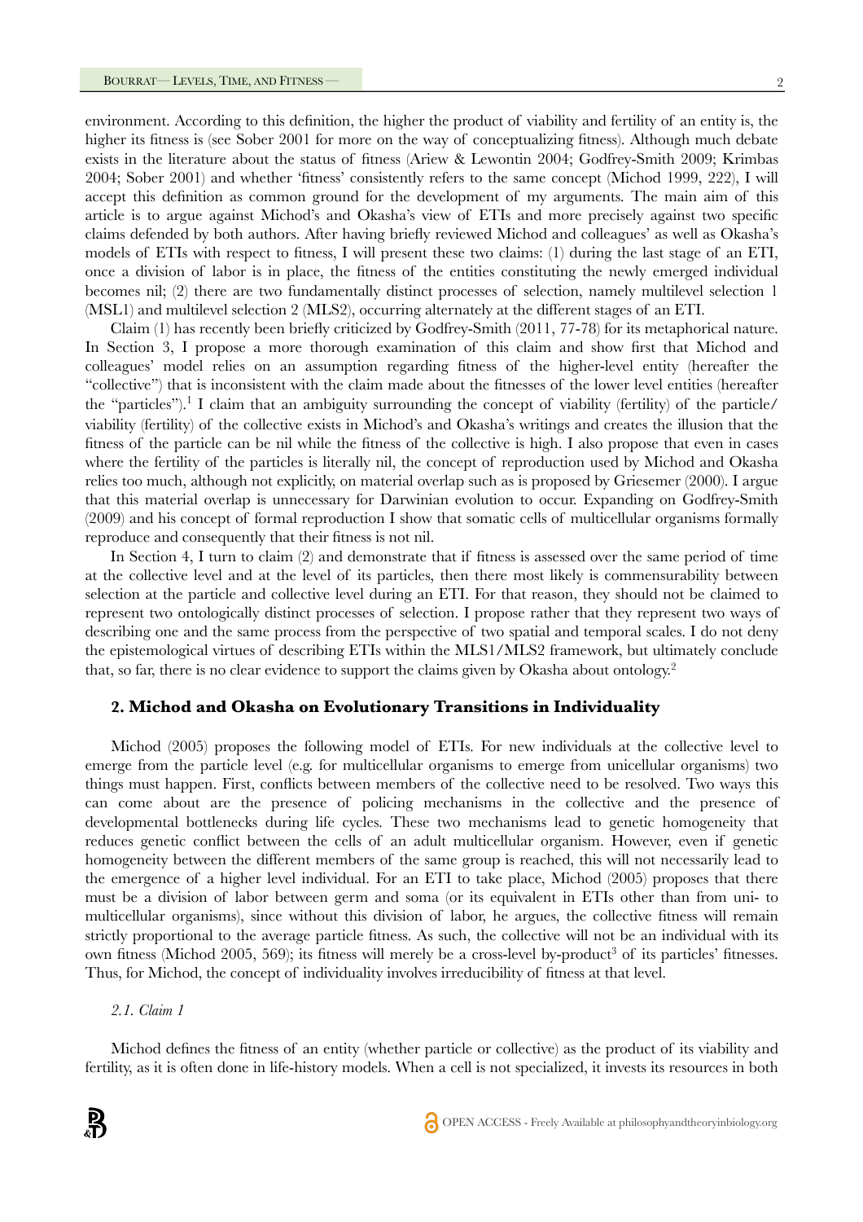environment. According to this definition, the higher the product of viability and fertility of an entity is, the higher its fitness is (see Sober 2001 for more on the way of conceptualizing fitness). Although much debate exists in the literature about the status of fitness (Ariew & Lewontin 2004; Godfrey-Smith 2009; Krimbas 2004; Sober 2001) and whether 'fitness' consistently refers to the same concept (Michod 1999, 222), I will accept this definition as common ground for the development of my arguments. The main aim of this article is to argue against Michod's and Okasha's view of ETIs and more precisely against two specific claims defended by both authors. After having briefly reviewed Michod and colleagues' as well as Okasha's models of ETIs with respect to fitness, I will present these two claims: (1) during the last stage of an ETI, once a division of labor is in place, the fitness of the entities constituting the newly emerged individual becomes nil; (2) there are two fundamentally distinct processes of selection, namely multilevel selection 1 (MSL1) and multilevel selection 2 (MLS2), occurring alternately at the different stages of an ETI.

Claim (1) has recently been briefly criticized by Godfrey-Smith (2011, 77-78) for its metaphorical nature. In Section 3, I propose a more thorough examination of this claim and show first that Michod and colleagues' model relies on an assumption regarding fitness of the higher-level entity (hereafter the "collective") that is inconsistent with the claim made about the fitnesses of the lower level entities (hereafter the "particles").[1] I claim that an ambiguity surrounding the concept of viability (fertility) of the particle/viability (fertility) of the collective exists in Michod's and Okasha's writings and creates the illusion that the fitness of the particle can be nil while the fitness of the collective is high. I also propose that even in cases where the fertility of the particles is literally nil, the concept of reproduction used by Michod and Okasha relies too much, although not explicitly, on material overlap such as is proposed by Griesemer (2000). I argue that this material overlap is unnecessary for Darwinian evolution to occur. Expanding on Godfrey-Smith (2009) and his concept of formal reproduction I show that somatic cells of multicellular organisms formally reproduce and consequently that their fitness is not nil.

In Section 4, I turn to claim (2) and demonstrate that if fitness is assessed over the same period of time at the collective level and at the level of its particles, then there most likely is commensurability between selection at the particle and collective level during an ETI. For that reason, they should not be claimed to represent two ontologically distinct processes of selection. I propose rather that they represent two ways of describing one and the same process from the perspective of two spatial and temporal scales. I do not deny the epistemological virtues of describing ETIs within the MLS1/MLS2 framework, but ultimately conclude that, so far, there is no clear evidence to support the claims given by Okasha about ontology.[2]

## 2. Michod and Okasha on Evolutionary Transitions in Individuality

Michod (2005) proposes the following model of ETIs. For new individuals at the collective level to emerge from the particle level (e.g. for multicellular organisms to emerge from unicellular organisms) two things must happen. First, conflicts between members of the collective need to be resolved. Two ways this can come about are the presence of policing mechanisms in the collective and the presence of developmental bottlenecks during life cycles. These two mechanisms lead to genetic homogeneity that reduces genetic conflict between the cells of an adult multicellular organism. However, even if genetic homogeneity between the different members of the same group is reached, this will not necessarily lead to the emergence of a higher level individual. For an ETI to take place, Michod (2005) proposes that there must be a division of labor between germ and soma (or its equivalent in ETIs other than from uni- to multicellular organisms), since without this division of labor, he argues, the collective fitness will remain strictly proportional to the average particle fitness. As such, the collective will not be an individual with its own fitness (Michod 2005, 569); its fitness will merely be a cross-level by-product[3] of its particles' fitnesses. Thus, for Michod, the concept of individuality involves irreducibility of fitness at that level.

### *2.1. Claim 1*

Michod defines the fitness of an entity (whether particle or collective) as the product of its viability and fertility, as it is often done in life-history models. When a cell is not specialized, it invests its resources in both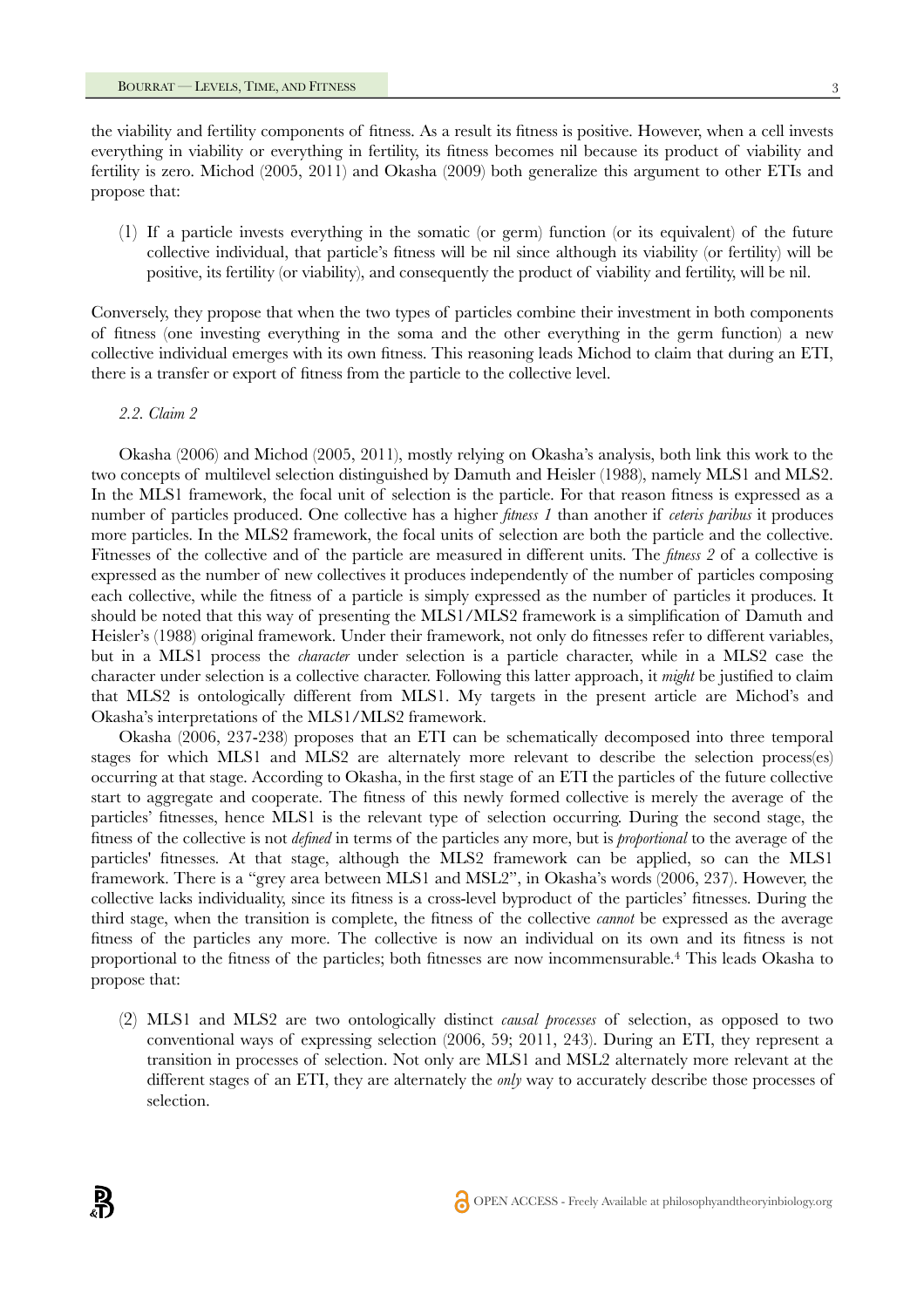the viability and fertility components of fitness. As a result its fitness is positive. However, when a cell invests everything in viability or everything in fertility, its fitness becomes nil because its product of viability and fertility is zero. Michod (2005, 2011) and Okasha (2009) both generalize this argument to other ETIs and propose that:

(1) If a particle invests everything in the somatic (or germ) function (or its equivalent) of the future collective individual, that particle's fitness will be nil since although its viability (or fertility) will be positive, its fertility (or viability), and consequently the product of viability and fertility, will be nil.

Conversely, they propose that when the two types of particles combine their investment in both components of fitness (one investing everything in the soma and the other everything in the germ function) a new collective individual emerges with its own fitness. This reasoning leads Michod to claim that during an ETI, there is a transfer or export of fitness from the particle to the collective level.

### 2.2. Claim 2

Okasha (2006) and Michod (2005, 2011), mostly relying on Okasha's analysis, both link this work to the two concepts of multilevel selection distinguished by Damuth and Heisler (1988), namely MLS1 and MLS2. In the MLS1 framework, the focal unit of selection is the particle. For that reason fitness is expressed as a number of particles produced. One collective has a higher *fitness 1* than another if *ceteris paribus* it produces more particles. In the MLS2 framework, the focal units of selection are both the particle and the collective. Fitnesses of the collective and of the particle are measured in different units. The *fitness 2* of a collective is expressed as the number of new collectives it produces independently of the number of particles composing each collective, while the fitness of a particle is simply expressed as the number of particles it produces. It should be noted that this way of presenting the MLS1/MLS2 framework is a simplification of Damuth and Heisler's (1988) original framework. Under their framework, not only do fitnesses refer to different variables, but in a MLS1 process the *character* under selection is a particle character, while in a MLS2 case the character under selection is a collective character. Following this latter approach, it *might* be justified to claim that MLS2 is ontologically different from MLS1. My targets in the present article are Michod's and Okasha's interpretations of the MLS1/MLS2 framework.

Okasha (2006, 237-238) proposes that an ETI can be schematically decomposed into three temporal stages for which MLS1 and MLS2 are alternately more relevant to describe the selection process(es) occurring at that stage. According to Okasha, in the first stage of an ETI the particles of the future collective start to aggregate and cooperate. The fitness of this newly formed collective is merely the average of the particles' fitnesses, hence MLS1 is the relevant type of selection occurring. During the second stage, the fitness of the collective is not *defined* in terms of the particles any more, but is *proportional* to the average of the particles' fitnesses. At that stage, although the MLS2 framework can be applied, so can the MLS1 framework. There is a "grey area between MLS1 and MSL2", in Okasha's words (2006, 237). However, the collective lacks individuality, since its fitness is a cross-level byproduct of the particles' fitnesses. During the third stage, when the transition is complete, the fitness of the collective *cannot* be expressed as the average fitness of the particles any more. The collective is now an individual on its own and its fitness is not proportional to the fitness of the particles; both fitnesses are now incommensurable.[4] This leads Okasha to propose that:

(2) MLS1 and MLS2 are two ontologically distinct *causal processes* of selection, as opposed to two conventional ways of expressing selection (2006, 59; 2011, 243). During an ETI, they represent a transition in processes of selection. Not only are MLS1 and MSL2 alternately more relevant at the different stages of an ETI, they are alternately the *only* way to accurately describe those processes of selection.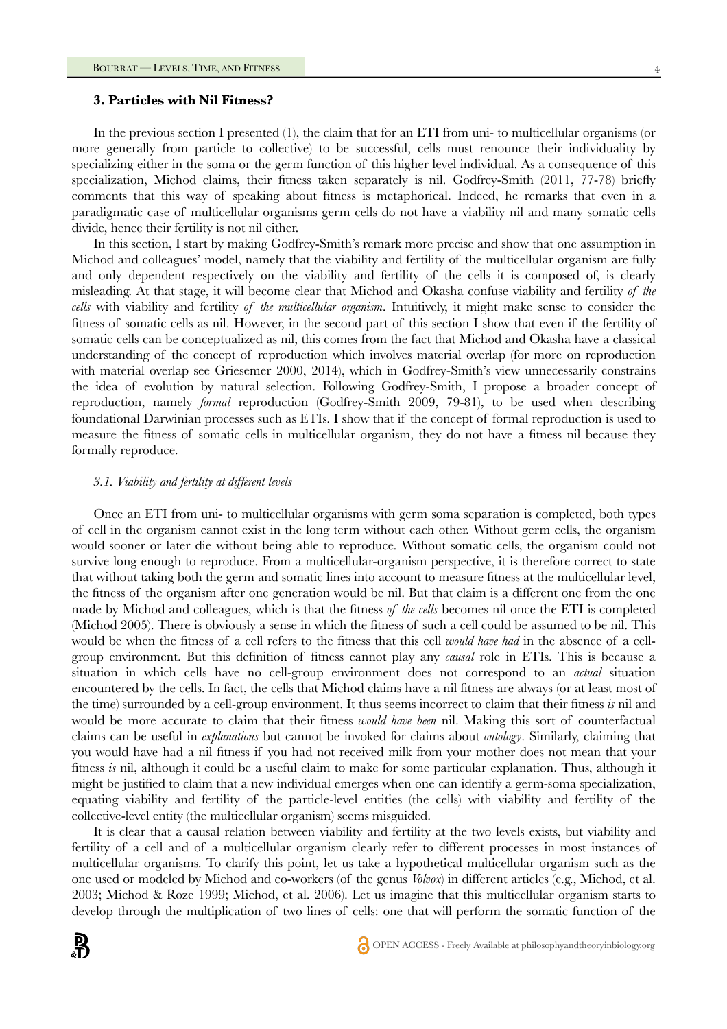### 3. Particles with Nil Fitness?

In the previous section I presented (1), the claim that for an ETI from uni- to multicellular organisms (or more generally from particle to collective) to be successful, cells must renounce their individuality by specializing either in the soma or the germ function of this higher level individual. As a consequence of this specialization, Michod claims, their fitness taken separately is nil. Godfrey-Smith (2011, 77-78) briefly comments that this way of speaking about fitness is metaphorical. Indeed, he remarks that even in a paradigmatic case of multicellular organisms germ cells do not have a viability nil and many somatic cells divide, hence their fertility is not nil either.

In this section, I start by making Godfrey-Smith's remark more precise and show that one assumption in Michod and colleagues' model, namely that the viability and fertility of the multicellular organism are fully and only dependent respectively on the viability and fertility of the cells it is composed of, is clearly misleading. At that stage, it will become clear that Michod and Okasha confuse viability and fertility *of the cells* with viability and fertility *of the multicellular organism*. Intuitively, it might make sense to consider the fitness of somatic cells as nil. However, in the second part of this section I show that even if the fertility of somatic cells can be conceptualized as nil, this comes from the fact that Michod and Okasha have a classical understanding of the concept of reproduction which involves material overlap (for more on reproduction with material overlap see Griesemer 2000, 2014), which in Godfrey-Smith's view unnecessarily constrains the idea of evolution by natural selection. Following Godfrey-Smith, I propose a broader concept of reproduction, namely *formal* reproduction (Godfrey-Smith 2009, 79-81), to be used when describing foundational Darwinian processes such as ETIs. I show that if the concept of formal reproduction is used to measure the fitness of somatic cells in multicellular organism, they do not have a fitness nil because they formally reproduce.

#### *3.1. Viability and fertility at different levels*

Once an ETI from uni- to multicellular organisms with germ soma separation is completed, both types of cell in the organism cannot exist in the long term without each other. Without germ cells, the organism would sooner or later die without being able to reproduce. Without somatic cells, the organism could not survive long enough to reproduce. From a multicellular-organism perspective, it is therefore correct to state that without taking both the germ and somatic lines into account to measure fitness at the multicellular level, the fitness of the organism after one generation would be nil. But that claim is a different one from the one made by Michod and colleagues, which is that the fitness *of the cells* becomes nil once the ETI is completed (Michod 2005). There is obviously a sense in which the fitness of such a cell could be assumed to be nil. This would be when the fitness of a cell refers to the fitness that this cell *would have had* in the absence of a cell-group environment. But this definition of fitness cannot play any *causal* role in ETIs. This is because a situation in which cells have no cell-group environment does not correspond to an *actual* situation encountered by the cells. In fact, the cells that Michod claims have a nil fitness are always (or at least most of the time) surrounded by a cell-group environment. It thus seems incorrect to claim that their fitness *is* nil and would be more accurate to claim that their fitness *would have been* nil. Making this sort of counterfactual claims can be useful in *explanations* but cannot be invoked for claims about *ontology*. Similarly, claiming that you would have had a nil fitness if you had not received milk from your mother does not mean that your fitness *is* nil, although it could be a useful claim to make for some particular explanation. Thus, although it might be justified to claim that a new individual emerges when one can identify a germ-soma specialization, equating viability and fertility of the particle-level entities (the cells) with viability and fertility of the collective-level entity (the multicellular organism) seems misguided.

It is clear that a causal relation between viability and fertility at the two levels exists, but viability and fertility of a cell and of a multicellular organism clearly refer to different processes in most instances of multicellular organisms. To clarify this point, let us take a hypothetical multicellular organism such as the one used or modeled by Michod and co-workers (of the genus *Volvox*) in different articles (e.g., Michod, et al. 2003; Michod & Roze 1999; Michod, et al. 2006). Let us imagine that this multicellular organism starts to develop through the multiplication of two lines of cells: one that will perform the somatic function of the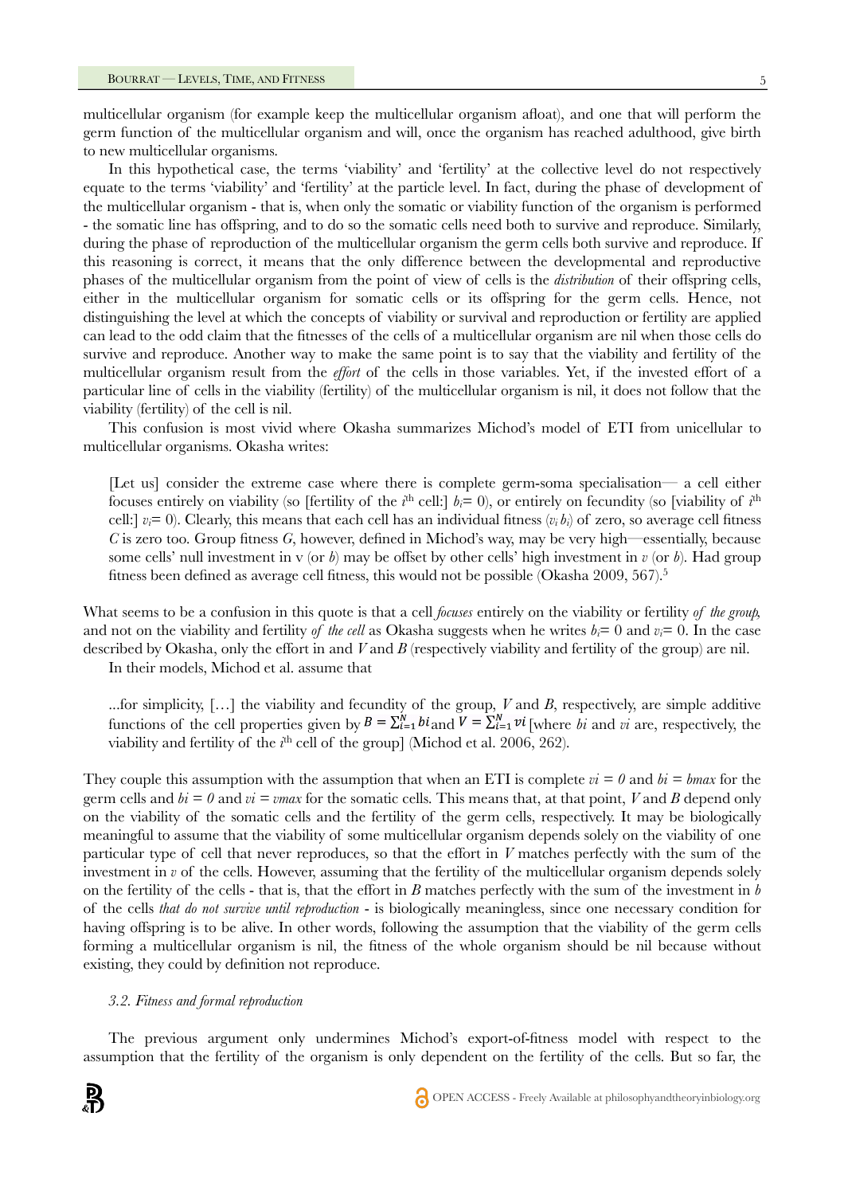multicellular organism (for example keep the multicellular organism afloat), and one that will perform the germ function of the multicellular organism and will, once the organism has reached adulthood, give birth to new multicellular organisms.

In this hypothetical case, the terms 'viability' and 'fertility' at the collective level do not respectively equate to the terms 'viability' and 'fertility' at the particle level. In fact, during the phase of development of the multicellular organism - that is, when only the somatic or viability function of the organism is performed - the somatic line has offspring, and to do so the somatic cells need both to survive and reproduce. Similarly, during the phase of reproduction of the multicellular organism the germ cells both survive and reproduce. If this reasoning is correct, it means that the only difference between the developmental and reproductive phases of the multicellular organism from the point of view of cells is the *distribution* of their offspring cells, either in the multicellular organism for somatic cells or its offspring for the germ cells. Hence, not distinguishing the level at which the concepts of viability or survival and reproduction or fertility are applied can lead to the odd claim that the fitnesses of the cells of a multicellular organism are nil when those cells do survive and reproduce. Another way to make the same point is to say that the viability and fertility of the multicellular organism result from the *effort* of the cells in those variables. Yet, if the invested effort of a particular line of cells in the viability (fertility) of the multicellular organism is nil, it does not follow that the viability (fertility) of the cell is nil.

This confusion is most vivid where Okasha summarizes Michod's model of ETI from unicellular to multicellular organisms. Okasha writes:

> [Let us] consider the extreme case where there is complete germ-soma specialisation— a cell either focuses entirely on viability (so [fertility of the $i^{\text{th}}$ cell:] $b_i$= 0), or entirely on fecundity (so [viability of $i^{\text{th}}$ cell:] $v_i$= 0). Clearly, this means that each cell has an individual fitness ($v_i b_i$) of zero, so average cell fitness $C$ is zero too. Group fitness $G$, however, defined in Michod's way, may be very high—essentially, because some cells' null investment in v (or $b$) may be offset by other cells' high investment in $v$ (or $b$). Had group fitness been defined as average cell fitness, this would not be possible (Okasha 2009, 567).[5]

What seems to be a confusion in this quote is that a cell *focuses* entirely on the viability or fertility *of the group*, and not on the viability and fertility *of the cell* as Okasha suggests when he writes $b_i$= 0 and $v_i$= 0. In the case described by Okasha, only the effort in and $V$ and $B$ (respectively viability and fertility of the group) are nil.

In their models, Michod et al. assume that

> ...for simplicity, […] the viability and fecundity of the group, $V$ and $B$, respectively, are simple additive functions of the cell properties given by $B = \sum_{i=1}^{N} bi$ and $V = \sum_{i=1}^{N} vi$ [where $bi$ and $vi$ are, respectively, the viability and fertility of the $i^{\text{th}}$ cell of the group] (Michod et al. 2006, 262).

They couple this assumption with the assumption that when an ETI is complete $vi = 0$ and $bi = bmax$ for the germ cells and $bi = 0$ and $vi = vmax$ for the somatic cells. This means that, at that point, $V$ and $B$ depend only on the viability of the somatic cells and the fertility of the germ cells, respectively. It may be biologically meaningful to assume that the viability of some multicellular organism depends solely on the viability of one particular type of cell that never reproduces, so that the effort in $V$ matches perfectly with the sum of the investment in $v$ of the cells. However, assuming that the fertility of the multicellular organism depends solely on the fertility of the cells - that is, that the effort in $B$ matches perfectly with the sum of the investment in $b$ of the cells *that do not survive until reproduction* - is biologically meaningless, since one necessary condition for having offspring is to be alive. In other words, following the assumption that the viability of the germ cells forming a multicellular organism is nil, the fitness of the whole organism should be nil because without existing, they could by definition not reproduce.

### *3.2. Fitness and formal reproduction*

The previous argument only undermines Michod's export-of-fitness model with respect to the assumption that the fertility of the organism is only dependent on the fertility of the cells. But so far, the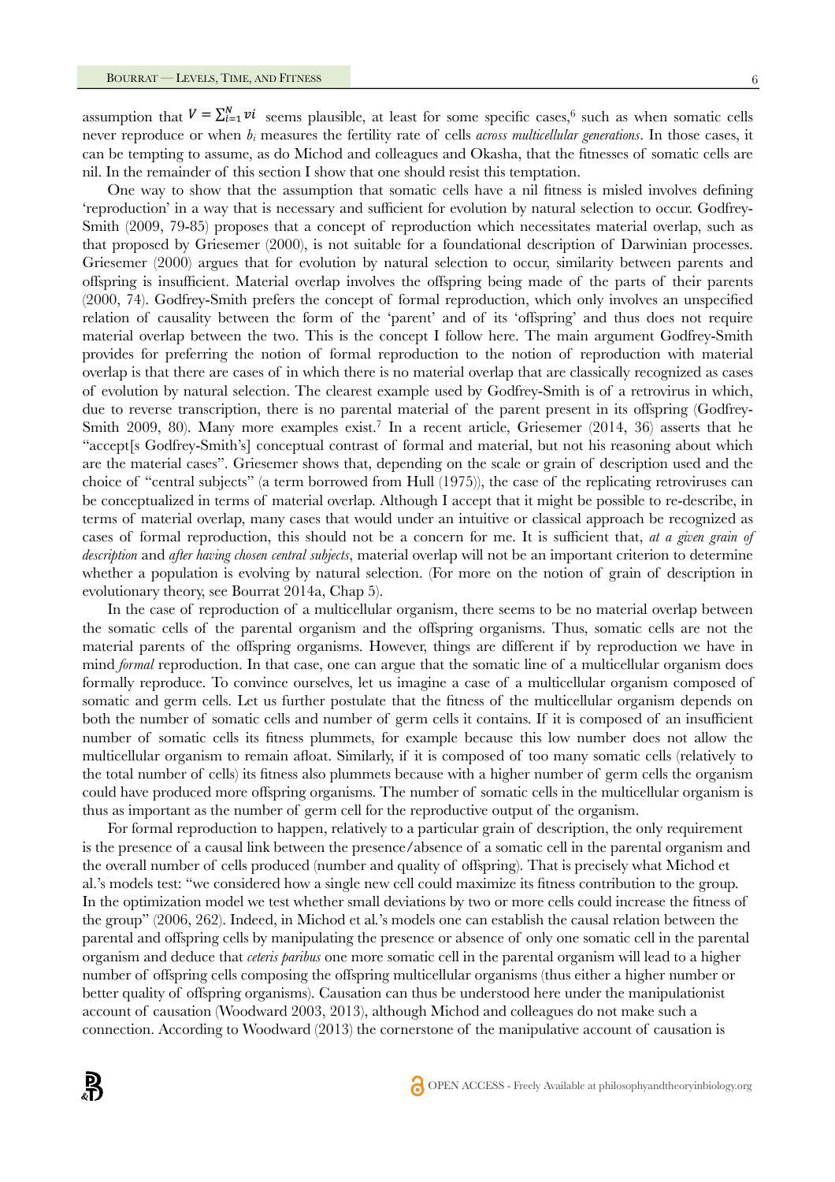assumption that $V = \sum_{i=1}^{N} vi$ seems plausible, at least for some specific cases,[6] such as when somatic cells never reproduce or when $b_i$ measures the fertility rate of cells *across multicellular generations*. In those cases, it can be tempting to assume, as do Michod and colleagues and Okasha, that the fitnesses of somatic cells are nil. In the remainder of this section I show that one should resist this temptation.

One way to show that the assumption that somatic cells have a nil fitness is misled involves defining 'reproduction' in a way that is necessary and sufficient for evolution by natural selection to occur. Godfrey-Smith (2009, 79-85) proposes that a concept of reproduction which necessitates material overlap, such as that proposed by Griesemer (2000), is not suitable for a foundational description of Darwinian processes. Griesemer (2000) argues that for evolution by natural selection to occur, similarity between parents and offspring is insufficient. Material overlap involves the offspring being made of the parts of their parents (2000, 74). Godfrey-Smith prefers the concept of formal reproduction, which only involves an unspecified relation of causality between the form of the 'parent' and of its 'offspring' and thus does not require material overlap between the two. This is the concept I follow here. The main argument Godfrey-Smith provides for preferring the notion of formal reproduction to the notion of reproduction with material overlap is that there are cases of in which there is no material overlap that are classically recognized as cases of evolution by natural selection. The clearest example used by Godfrey-Smith is of a retrovirus in which, due to reverse transcription, there is no parental material of the parent present in its offspring (Godfrey-Smith 2009, 80). Many more examples exist.[7] In a recent article, Griesemer (2014, 36) asserts that he "accept[s Godfrey-Smith's] conceptual contrast of formal and material, but not his reasoning about which are the material cases". Griesemer shows that, depending on the scale or grain of description used and the choice of "central subjects" (a term borrowed from Hull (1975)), the case of the replicating retroviruses can be conceptualized in terms of material overlap. Although I accept that it might be possible to re-describe, in terms of material overlap, many cases that would under an intuitive or classical approach be recognized as cases of formal reproduction, this should not be a concern for me. It is sufficient that, *at a given grain of description* and *after having chosen central subjects*, material overlap will not be an important criterion to determine whether a population is evolving by natural selection. (For more on the notion of grain of description in evolutionary theory, see Bourrat 2014a, Chap 5).

In the case of reproduction of a multicellular organism, there seems to be no material overlap between the somatic cells of the parental organism and the offspring organisms. Thus, somatic cells are not the material parents of the offspring organisms. However, things are different if by reproduction we have in mind *formal* reproduction. In that case, one can argue that the somatic line of a multicellular organism does formally reproduce. To convince ourselves, let us imagine a case of a multicellular organism composed of somatic and germ cells. Let us further postulate that the fitness of the multicellular organism depends on both the number of somatic cells and number of germ cells it contains. If it is composed of an insufficient number of somatic cells its fitness plummets, for example because this low number does not allow the multicellular organism to remain afloat. Similarly, if it is composed of too many somatic cells (relatively to the total number of cells) its fitness also plummets because with a higher number of germ cells the organism could have produced more offspring organisms. The number of somatic cells in the multicellular organism is thus as important as the number of germ cell for the reproductive output of the organism.

For formal reproduction to happen, relatively to a particular grain of description, the only requirement is the presence of a causal link between the presence/absence of a somatic cell in the parental organism and the overall number of cells produced (number and quality of offspring). That is precisely what Michod et al.'s models test: "we considered how a single new cell could maximize its fitness contribution to the group. In the optimization model we test whether small deviations by two or more cells could increase the fitness of the group" (2006, 262). Indeed, in Michod et al.'s models one can establish the causal relation between the parental and offspring cells by manipulating the presence or absence of only one somatic cell in the parental organism and deduce that *ceteris paribus* one more somatic cell in the parental organism will lead to a higher number of offspring cells composing the offspring multicellular organisms (thus either a higher number or better quality of offspring organisms). Causation can thus be understood here under the manipulationist account of causation (Woodward 2003, 2013), although Michod and colleagues do not make such a connection. According to Woodward (2013) the cornerstone of the manipulative account of causation is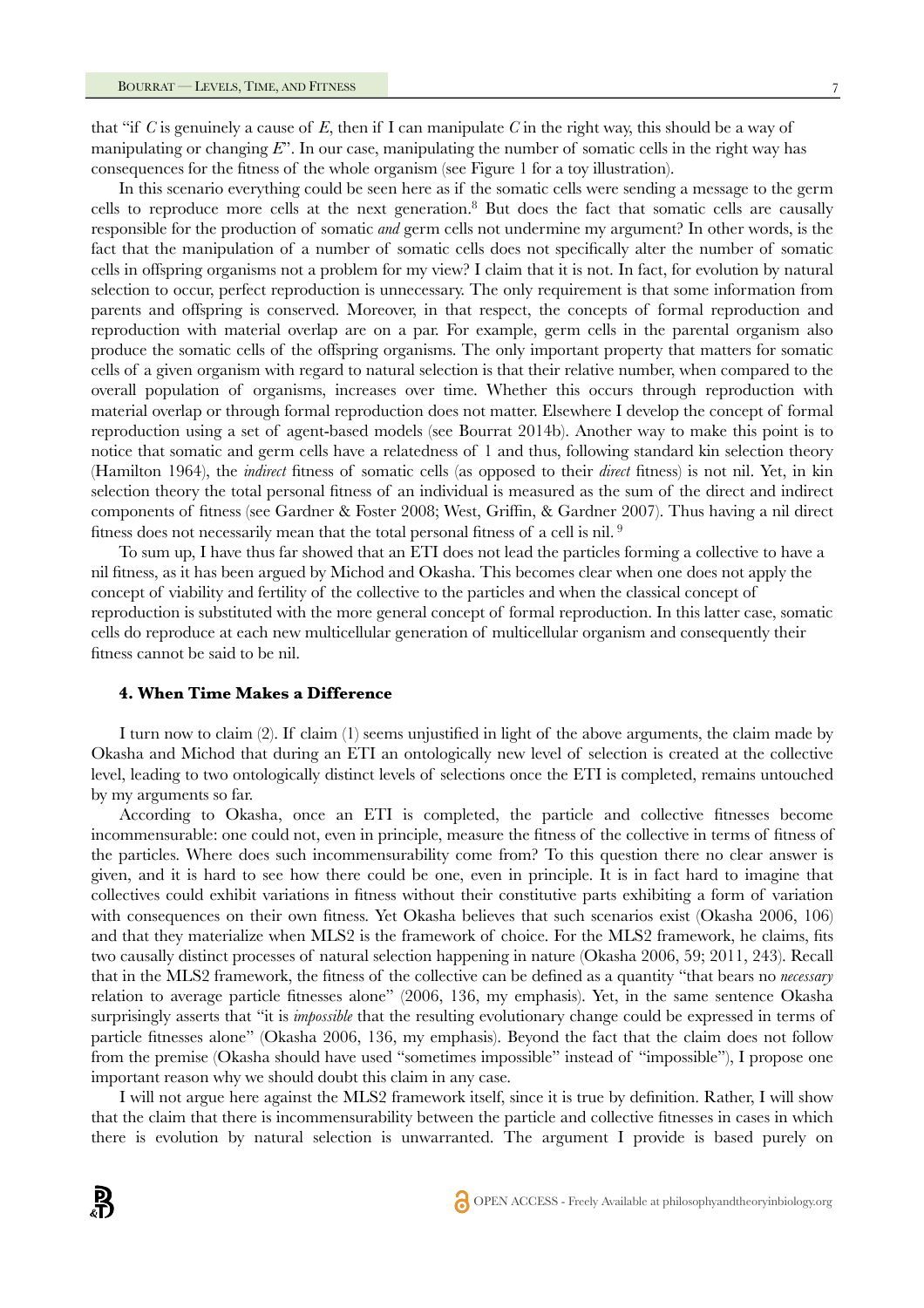that "if *C* is genuinely a cause of *E*, then if I can manipulate *C* in the right way, this should be a way of manipulating or changing *E*". In our case, manipulating the number of somatic cells in the right way has consequences for the fitness of the whole organism (see Figure 1 for a toy illustration).

In this scenario everything could be seen here as if the somatic cells were sending a message to the germ cells to reproduce more cells at the next generation.[8] But does the fact that somatic cells are causally responsible for the production of somatic *and* germ cells not undermine my argument? In other words, is the fact that the manipulation of a number of somatic cells does not specifically alter the number of somatic cells in offspring organisms not a problem for my view? I claim that it is not. In fact, for evolution by natural selection to occur, perfect reproduction is unnecessary. The only requirement is that some information from parents and offspring is conserved. Moreover, in that respect, the concepts of formal reproduction and reproduction with material overlap are on a par. For example, germ cells in the parental organism also produce the somatic cells of the offspring organisms. The only important property that matters for somatic cells of a given organism with regard to natural selection is that their relative number, when compared to the overall population of organisms, increases over time. Whether this occurs through reproduction with material overlap or through formal reproduction does not matter. Elsewhere I develop the concept of formal reproduction using a set of agent-based models (see Bourrat 2014b). Another way to make this point is to notice that somatic and germ cells have a relatedness of 1 and thus, following standard kin selection theory (Hamilton 1964), the *indirect* fitness of somatic cells (as opposed to their *direct* fitness) is not nil. Yet, in kin selection theory the total personal fitness of an individual is measured as the sum of the direct and indirect components of fitness (see Gardner & Foster 2008; West, Griffin, & Gardner 2007). Thus having a nil direct fitness does not necessarily mean that the total personal fitness of a cell is nil. [9]

To sum up, I have thus far showed that an ETI does not lead the particles forming a collective to have a nil fitness, as it has been argued by Michod and Okasha. This becomes clear when one does not apply the concept of viability and fertility of the collective to the particles and when the classical concept of reproduction is substituted with the more general concept of formal reproduction. In this latter case, somatic cells do reproduce at each new multicellular generation of multicellular organism and consequently their fitness cannot be said to be nil.

## 4. When Time Makes a Difference

I turn now to claim (2). If claim (1) seems unjustified in light of the above arguments, the claim made by Okasha and Michod that during an ETI an ontologically new level of selection is created at the collective level, leading to two ontologically distinct levels of selections once the ETI is completed, remains untouched by my arguments so far.

According to Okasha, once an ETI is completed, the particle and collective fitnesses become incommensurable: one could not, even in principle, measure the fitness of the collective in terms of fitness of the particles. Where does such incommensurability come from? To this question there no clear answer is given, and it is hard to see how there could be one, even in principle. It is in fact hard to imagine that collectives could exhibit variations in fitness without their constitutive parts exhibiting a form of variation with consequences on their own fitness. Yet Okasha believes that such scenarios exist (Okasha 2006, 106) and that they materialize when MLS2 is the framework of choice. For the MLS2 framework, he claims, fits two causally distinct processes of natural selection happening in nature (Okasha 2006, 59; 2011, 243). Recall that in the MLS2 framework, the fitness of the collective can be defined as a quantity "that bears no *necessary* relation to average particle fitnesses alone" (2006, 136, my emphasis). Yet, in the same sentence Okasha surprisingly asserts that "it is *impossible* that the resulting evolutionary change could be expressed in terms of particle fitnesses alone" (Okasha 2006, 136, my emphasis). Beyond the fact that the claim does not follow from the premise (Okasha should have used "sometimes impossible" instead of "impossible"), I propose one important reason why we should doubt this claim in any case.

I will not argue here against the MLS2 framework itself, since it is true by definition. Rather, I will show that the claim that there is incommensurability between the particle and collective fitnesses in cases in which there is evolution by natural selection is unwarranted. The argument I provide is based purely on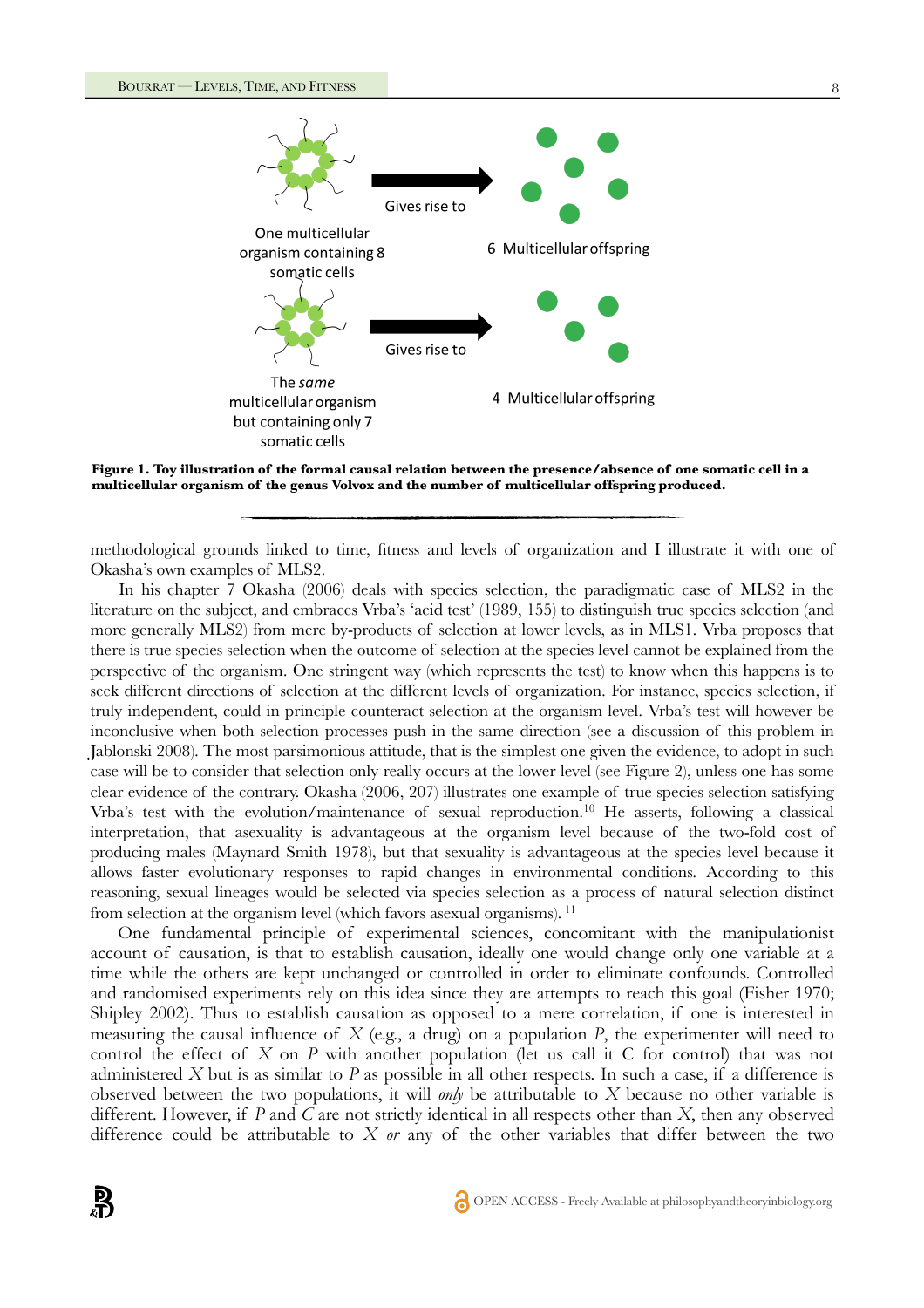One multicellular organism containing 8 somatic cells

Gives rise to

6 Multicellular offspring

The *same* multicellular organism but containing only 7 somatic cells

Gives rise to

4 Multicellular offspring

**Figure 1. Toy illustration of the formal causal relation between the presence/absence of one somatic cell in a multicellular organism of the genus Volvox and the number of multicellular offspring produced.**

methodological grounds linked to time, fitness and levels of organization and I illustrate it with one of Okasha's own examples of MLS2.

In his chapter 7 Okasha (2006) deals with species selection, the paradigmatic case of MLS2 in the literature on the subject, and embraces Vrba's 'acid test' (1989, 155) to distinguish true species selection (and more generally MLS2) from mere by-products of selection at lower levels, as in MLS1. Vrba proposes that there is true species selection when the outcome of selection at the species level cannot be explained from the perspective of the organism. One stringent way (which represents the test) to know when this happens is to seek different directions of selection at the different levels of organization. For instance, species selection, if truly independent, could in principle counteract selection at the organism level. Vrba's test will however be inconclusive when both selection processes push in the same direction (see a discussion of this problem in Jablonski 2008). The most parsimonious attitude, that is the simplest one given the evidence, to adopt in such case will be to consider that selection only really occurs at the lower level (see Figure 2), unless one has some clear evidence of the contrary. Okasha (2006, 207) illustrates one example of true species selection satisfying Vrba's test with the evolution/maintenance of sexual reproduction.[10] He asserts, following a classical interpretation, that asexuality is advantageous at the organism level because of the two-fold cost of producing males (Maynard Smith 1978), but that sexuality is advantageous at the species level because it allows faster evolutionary responses to rapid changes in environmental conditions. According to this reasoning, sexual lineages would be selected via species selection as a process of natural selection distinct from selection at the organism level (which favors asexual organisms).[11]

One fundamental principle of experimental sciences, concomitant with the manipulationist account of causation, is that to establish causation, ideally one would change only one variable at a time while the others are kept unchanged or controlled in order to eliminate confounds. Controlled and randomised experiments rely on this idea since they are attempts to reach this goal (Fisher 1970; Shipley 2002). Thus to establish causation as opposed to a mere correlation, if one is interested in measuring the causal influence of $X$ (e.g., a drug) on a population $P$, the experimenter will need to control the effect of $X$ on $P$ with another population (let us call it C for control) that was not administered $X$ but is as similar to $P$ as possible in all other respects. In such a case, if a difference is observed between the two populations, it will *only* be attributable to $X$ because no other variable is different. However, if $P$ and $C$ are not strictly identical in all respects other than $X$, then any observed difference could be attributable to $X$ *or* any of the other variables that differ between the two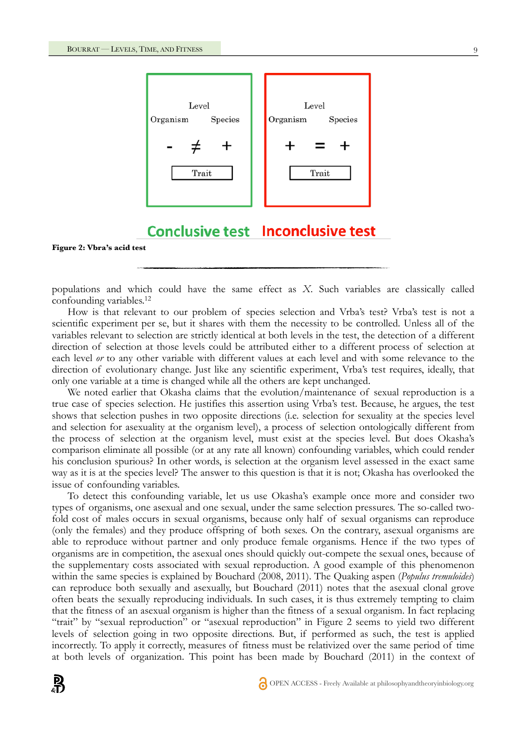Level

Organism Species

- ≠ +

Trait

Level

Organism Species

+ = +

Trait

Conclusive test Inconclusive test

**Figure 2: Vbra's acid test**

populations and which could have the same effect as $X$. Such variables are classically called confounding variables.[12]

How is that relevant to our problem of species selection and Vrba's test? Vrba's test is not a scientific experiment per se, but it shares with them the necessity to be controlled. Unless all of the variables relevant to selection are strictly identical at both levels in the test, the detection of a different direction of selection at those levels could be attributed either to a different process of selection at each level *or* to any other variable with different values at each level and with some relevance to the direction of evolutionary change. Just like any scientific experiment, Vrba's test requires, ideally, that only one variable at a time is changed while all the others are kept unchanged.

We noted earlier that Okasha claims that the evolution/maintenance of sexual reproduction is a true case of species selection. He justifies this assertion using Vrba's test. Because, he argues, the test shows that selection pushes in two opposite directions (i.e. selection for sexuality at the species level and selection for asexuality at the organism level), a process of selection ontologically different from the process of selection at the organism level, must exist at the species level. But does Okasha's comparison eliminate all possible (or at any rate all known) confounding variables, which could render his conclusion spurious? In other words, is selection at the organism level assessed in the exact same way as it is at the species level? The answer to this question is that it is not; Okasha has overlooked the issue of confounding variables.

To detect this confounding variable, let us use Okasha's example once more and consider two types of organisms, one asexual and one sexual, under the same selection pressures. The so-called two-fold cost of males occurs in sexual organisms, because only half of sexual organisms can reproduce (only the females) and they produce offspring of both sexes. On the contrary, asexual organisms are able to reproduce without partner and only produce female organisms. Hence if the two types of organisms are in competition, the asexual ones should quickly out-compete the sexual ones, because of the supplementary costs associated with sexual reproduction. A good example of this phenomenon within the same species is explained by Bouchard (2008, 2011). The Quaking aspen (*Populus tremuloides*) can reproduce both sexually and asexually, but Bouchard (2011) notes that the asexual clonal grove often beats the sexually reproducing individuals. In such cases, it is thus extremely tempting to claim that the fitness of an asexual organism is higher than the fitness of a sexual organism. In fact replacing "trait" by "sexual reproduction" or "asexual reproduction" in Figure 2 seems to yield two different levels of selection going in two opposite directions. But, if performed as such, the test is applied incorrectly. To apply it correctly, measures of fitness must be relativized over the same period of time at both levels of organization. This point has been made by Bouchard (2011) in the context of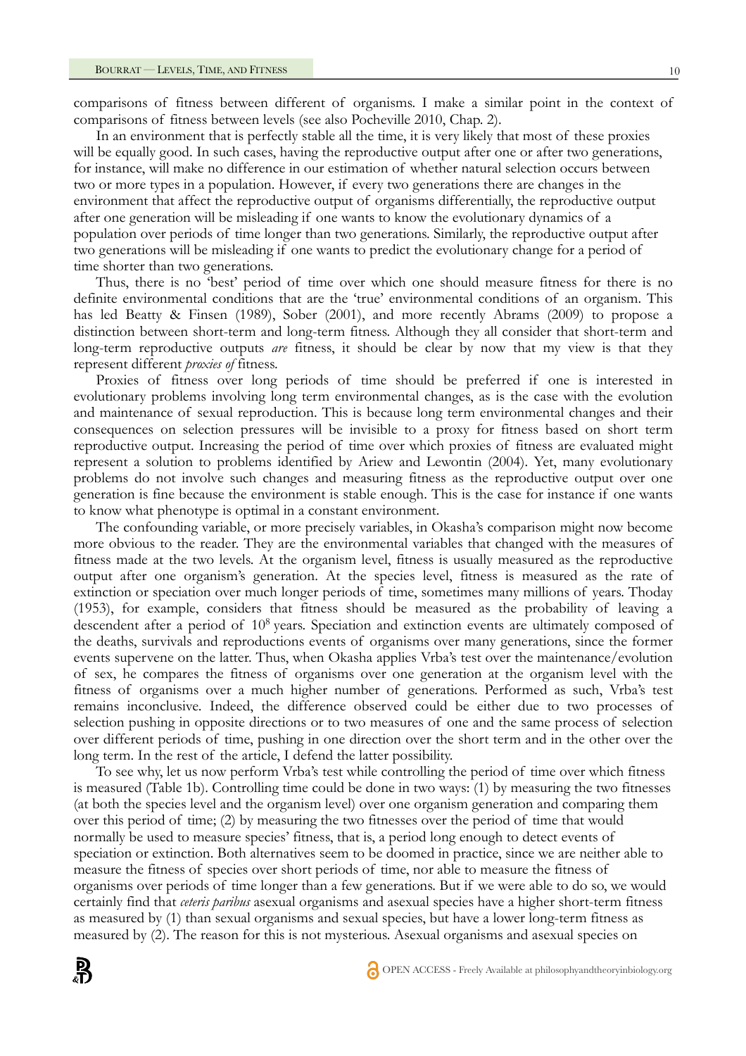comparisons of fitness between different of organisms. I make a similar point in the context of comparisons of fitness between levels (see also Pocheville 2010, Chap. 2).

In an environment that is perfectly stable all the time, it is very likely that most of these proxies will be equally good. In such cases, having the reproductive output after one or after two generations, for instance, will make no difference in our estimation of whether natural selection occurs between two or more types in a population. However, if every two generations there are changes in the environment that affect the reproductive output of organisms differentially, the reproductive output after one generation will be misleading if one wants to know the evolutionary dynamics of a population over periods of time longer than two generations. Similarly, the reproductive output after two generations will be misleading if one wants to predict the evolutionary change for a period of time shorter than two generations.

Thus, there is no 'best' period of time over which one should measure fitness for there is no definite environmental conditions that are the 'true' environmental conditions of an organism. This has led Beatty & Finsen (1989), Sober (2001), and more recently Abrams (2009) to propose a distinction between short-term and long-term fitness. Although they all consider that short-term and long-term reproductive outputs *are* fitness, it should be clear by now that my view is that they represent different *proxies of* fitness.

Proxies of fitness over long periods of time should be preferred if one is interested in evolutionary problems involving long term environmental changes, as is the case with the evolution and maintenance of sexual reproduction. This is because long term environmental changes and their consequences on selection pressures will be invisible to a proxy for fitness based on short term reproductive output. Increasing the period of time over which proxies of fitness are evaluated might represent a solution to problems identified by Ariew and Lewontin (2004). Yet, many evolutionary problems do not involve such changes and measuring fitness as the reproductive output over one generation is fine because the environment is stable enough. This is the case for instance if one wants to know what phenotype is optimal in a constant environment.

The confounding variable, or more precisely variables, in Okasha's comparison might now become more obvious to the reader. They are the environmental variables that changed with the measures of fitness made at the two levels. At the organism level, fitness is usually measured as the reproductive output after one organism's generation. At the species level, fitness is measured as the rate of extinction or speciation over much longer periods of time, sometimes many millions of years. Thoday (1953), for example, considers that fitness should be measured as the probability of leaving a descendent after a period of $10^8$ years. Speciation and extinction events are ultimately composed of the deaths, survivals and reproductions events of organisms over many generations, since the former events supervene on the latter. Thus, when Okasha applies Vrba's test over the maintenance/evolution of sex, he compares the fitness of organisms over one generation at the organism level with the fitness of organisms over a much higher number of generations. Performed as such, Vrba's test remains inconclusive. Indeed, the difference observed could be either due to two processes of selection pushing in opposite directions or to two measures of one and the same process of selection over different periods of time, pushing in one direction over the short term and in the other over the long term. In the rest of the article, I defend the latter possibility.

To see why, let us now perform Vrba's test while controlling the period of time over which fitness is measured (Table 1b). Controlling time could be done in two ways: (1) by measuring the two fitnesses (at both the species level and the organism level) over one organism generation and comparing them over this period of time; (2) by measuring the two fitnesses over the period of time that would normally be used to measure species' fitness, that is, a period long enough to detect events of speciation or extinction. Both alternatives seem to be doomed in practice, since we are neither able to measure the fitness of species over short periods of time, nor able to measure the fitness of organisms over periods of time longer than a few generations. But if we were able to do so, we would certainly find that *ceteris paribus* asexual organisms and asexual species have a higher short-term fitness as measured by (1) than sexual organisms and sexual species, but have a lower long-term fitness as measured by (2). The reason for this is not mysterious. Asexual organisms and asexual species on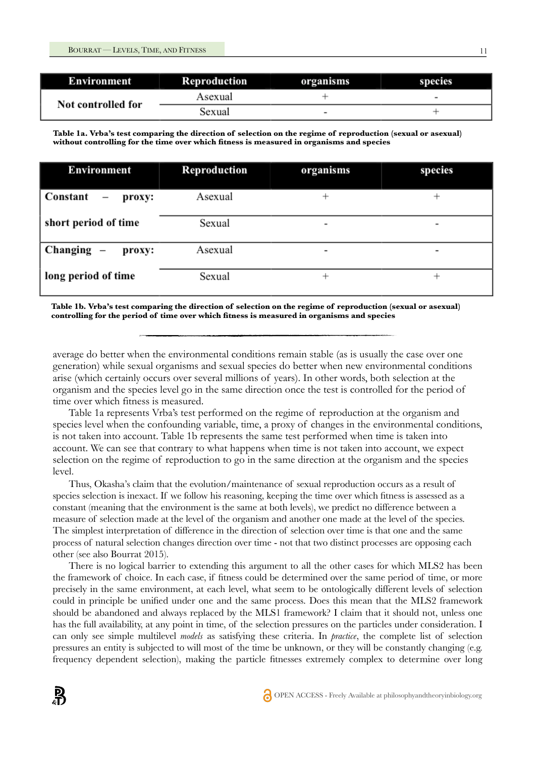| Environment | Reproduction | organisms | species |
|---|---|---|---|
| Not controlled for | Asexual | + | - |
| | Sexual | - | + |

**Table 1a. Vrba's test comparing the direction of selection on the regime of reproduction (sexual or asexual) without controlling for the time over which fitness is measured in organisms and species**

| Environment | Reproduction | organisms | species |
|---|---|---|---|
| Constant – proxy: short period of time | Asexual | + | + |
| | Sexual | - | - |
| Changing – proxy: long period of time | Asexual | - | - |
| | Sexual | + | + |

**Table 1b. Vrba's test comparing the direction of selection on the regime of reproduction (sexual or asexual) controlling for the period of time over which fitness is measured in organisms and species**

---

average do better when the environmental conditions remain stable (as is usually the case over one generation) while sexual organisms and sexual species do better when new environmental conditions arise (which certainly occurs over several millions of years). In other words, both selection at the organism and the species level go in the same direction once the test is controlled for the period of time over which fitness is measured.

Table 1a represents Vrba's test performed on the regime of reproduction at the organism and species level when the confounding variable, time, a proxy of changes in the environmental conditions, is not taken into account. Table 1b represents the same test performed when time is taken into account. We can see that contrary to what happens when time is not taken into account, we expect selection on the regime of reproduction to go in the same direction at the organism and the species level.

Thus, Okasha's claim that the evolution/maintenance of sexual reproduction occurs as a result of species selection is inexact. If we follow his reasoning, keeping the time over which fitness is assessed as a constant (meaning that the environment is the same at both levels), we predict no difference between a measure of selection made at the level of the organism and another one made at the level of the species. The simplest interpretation of difference in the direction of selection over time is that one and the same process of natural selection changes direction over time - not that two distinct processes are opposing each other (see also Bourrat 2015).

There is no logical barrier to extending this argument to all the other cases for which MLS2 has been the framework of choice. In each case, if fitness could be determined over the same period of time, or more precisely in the same environment, at each level, what seem to be ontologically different levels of selection could in principle be unified under one and the same process. Does this mean that the MLS2 framework should be abandoned and always replaced by the MLS1 framework? I claim that it should not, unless one has the full availability, at any point in time, of the selection pressures on the particles under consideration. I can only see simple multilevel *models* as satisfying these criteria. In *practice*, the complete list of selection pressures an entity is subjected to will most of the time be unknown, or they will be constantly changing (e.g. frequency dependent selection), making the particle fitnesses extremely complex to determine over long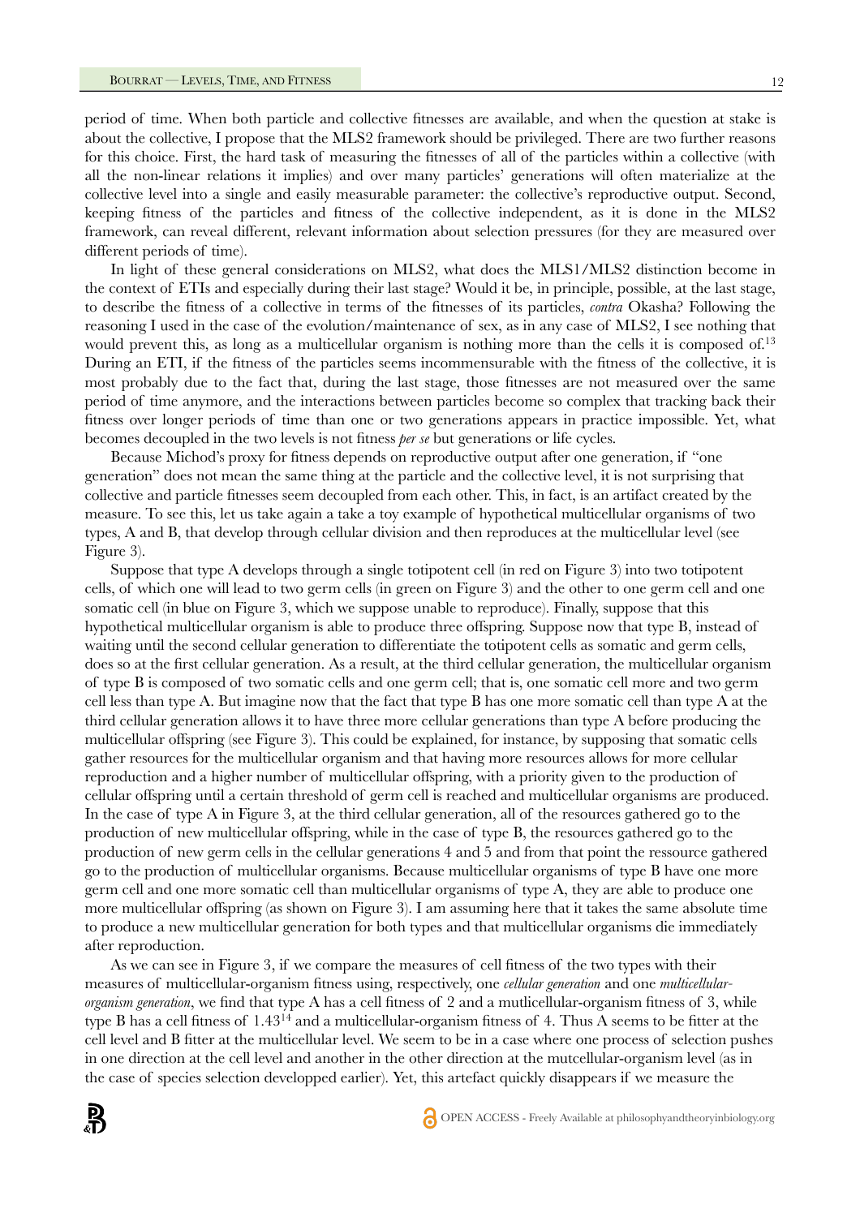period of time. When both particle and collective fitnesses are available, and when the question at stake is about the collective, I propose that the MLS2 framework should be privileged. There are two further reasons for this choice. First, the hard task of measuring the fitnesses of all of the particles within a collective (with all the non-linear relations it implies) and over many particles' generations will often materialize at the collective level into a single and easily measurable parameter: the collective's reproductive output. Second, keeping fitness of the particles and fitness of the collective independent, as it is done in the MLS2 framework, can reveal different, relevant information about selection pressures (for they are measured over different periods of time).

In light of these general considerations on MLS2, what does the MLS1/MLS2 distinction become in the context of ETIs and especially during their last stage? Would it be, in principle, possible, at the last stage, to describe the fitness of a collective in terms of the fitnesses of its particles, *contra* Okasha? Following the reasoning I used in the case of the evolution/maintenance of sex, as in any case of MLS2, I see nothing that would prevent this, as long as a multicellular organism is nothing more than the cells it is composed of.[13] During an ETI, if the fitness of the particles seems incommensurable with the fitness of the collective, it is most probably due to the fact that, during the last stage, those fitnesses are not measured over the same period of time anymore, and the interactions between particles become so complex that tracking back their fitness over longer periods of time than one or two generations appears in practice impossible. Yet, what becomes decoupled in the two levels is not fitness *per se* but generations or life cycles.

Because Michod's proxy for fitness depends on reproductive output after one generation, if "one generation" does not mean the same thing at the particle and the collective level, it is not surprising that collective and particle fitnesses seem decoupled from each other. This, in fact, is an artifact created by the measure. To see this, let us take again a take a toy example of hypothetical multicellular organisms of two types, A and B, that develop through cellular division and then reproduces at the multicellular level (see Figure 3).

Suppose that type A develops through a single totipotent cell (in red on Figure 3) into two totipotent cells, of which one will lead to two germ cells (in green on Figure 3) and the other to one germ cell and one somatic cell (in blue on Figure 3, which we suppose unable to reproduce). Finally, suppose that this hypothetical multicellular organism is able to produce three offspring. Suppose now that type B, instead of waiting until the second cellular generation to differentiate the totipotent cells as somatic and germ cells, does so at the first cellular generation. As a result, at the third cellular generation, the multicellular organism of type B is composed of two somatic cells and one germ cell; that is, one somatic cell more and two germ cell less than type A. But imagine now that the fact that type B has one more somatic cell than type A at the third cellular generation allows it to have three more cellular generations than type A before producing the multicellular offspring (see Figure 3). This could be explained, for instance, by supposing that somatic cells gather resources for the multicellular organism and that having more resources allows for more cellular reproduction and a higher number of multicellular offspring, with a priority given to the production of cellular offspring until a certain threshold of germ cell is reached and multicellular organisms are produced. In the case of type A in Figure 3, at the third cellular generation, all of the resources gathered go to the production of new multicellular offspring, while in the case of type B, the resources gathered go to the production of new germ cells in the cellular generations 4 and 5 and from that point the ressource gathered go to the production of multicellular organisms. Because multicellular organisms of type B have one more germ cell and one more somatic cell than multicellular organisms of type A, they are able to produce one more multicellular offspring (as shown on Figure 3). I am assuming here that it takes the same absolute time to produce a new multicellular generation for both types and that multicellular organisms die immediately after reproduction.

As we can see in Figure 3, if we compare the measures of cell fitness of the two types with their measures of multicellular-organism fitness using, respectively, one *cellular generation* and one *multicellular-organism generation*, we find that type A has a cell fitness of 2 and a mutlicellular-organism fitness of 3, while type B has a cell fitness of 1.43[14] and a multicellular-organism fitness of 4. Thus A seems to be fitter at the cell level and B fitter at the multicellular level. We seem to be in a case where one process of selection pushes in one direction at the cell level and another in the other direction at the mutcellular-organism level (as in the case of species selection developped earlier). Yet, this artefact quickly disappears if we measure the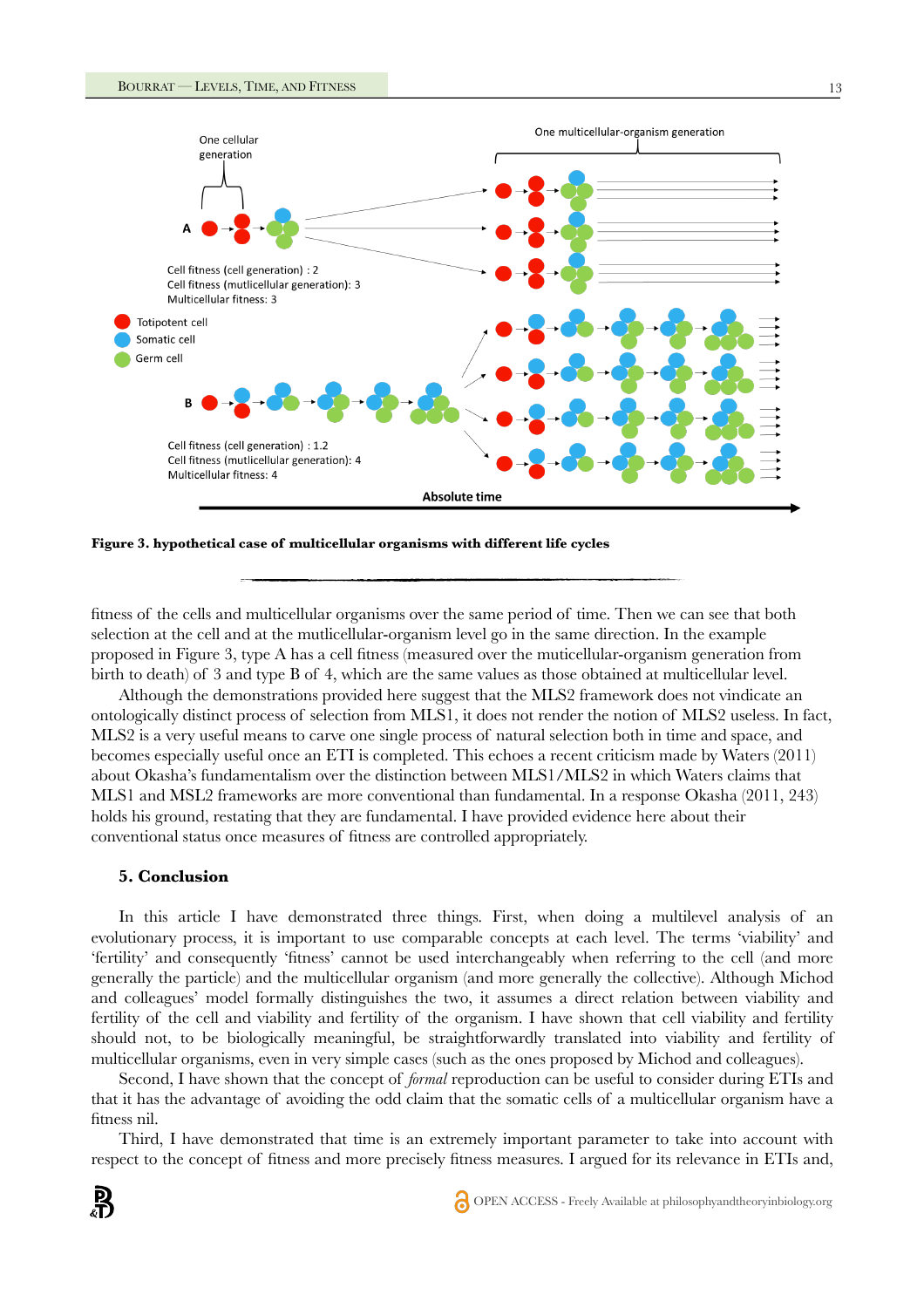One cellular generation

One multicellular-organism generation

A

Cell fitness (cell generation) : 2
Cell fitness (mutlicellular generation): 3
Multicellular fitness: 3

Totipotent cell
Somatic cell
Germ cell

B

Cell fitness (cell generation) : 1.2
Cell fitness (mutlicellular generation): 4
Multicellular fitness: 4

Absolute time

**Figure 3. hypothetical case of multicellular organisms with different life cycles**

fitness of the cells and multicellular organisms over the same period of time. Then we can see that both selection at the cell and at the mutlicellular-organism level go in the same direction. In the example proposed in Figure 3, type A has a cell fitness (measured over the muticellular-organism generation from birth to death) of 3 and type B of 4, which are the same values as those obtained at multicellular level.

Although the demonstrations provided here suggest that the MLS2 framework does not vindicate an ontologically distinct process of selection from MLS1, it does not render the notion of MLS2 useless. In fact, MLS2 is a very useful means to carve one single process of natural selection both in time and space, and becomes especially useful once an ETI is completed. This echoes a recent criticism made by Waters (2011) about Okasha's fundamentalism over the distinction between MLS1/MLS2 in which Waters claims that MLS1 and MSL2 frameworks are more conventional than fundamental. In a response Okasha (2011, 243) holds his ground, restating that they are fundamental. I have provided evidence here about their conventional status once measures of fitness are controlled appropriately.

## 5. Conclusion

In this article I have demonstrated three things. First, when doing a multilevel analysis of an evolutionary process, it is important to use comparable concepts at each level. The terms 'viability' and 'fertility' and consequently 'fitness' cannot be used interchangeably when referring to the cell (and more generally the particle) and the multicellular organism (and more generally the collective). Although Michod and colleagues' model formally distinguishes the two, it assumes a direct relation between viability and fertility of the cell and viability and fertility of the organism. I have shown that cell viability and fertility should not, to be biologically meaningful, be straightforwardly translated into viability and fertility of multicellular organisms, even in very simple cases (such as the ones proposed by Michod and colleagues).

Second, I have shown that the concept of *formal* reproduction can be useful to consider during ETIs and that it has the advantage of avoiding the odd claim that the somatic cells of a multicellular organism have a fitness nil.

Third, I have demonstrated that time is an extremely important parameter to take into account with respect to the concept of fitness and more precisely fitness measures. I argued for its relevance in ETIs and,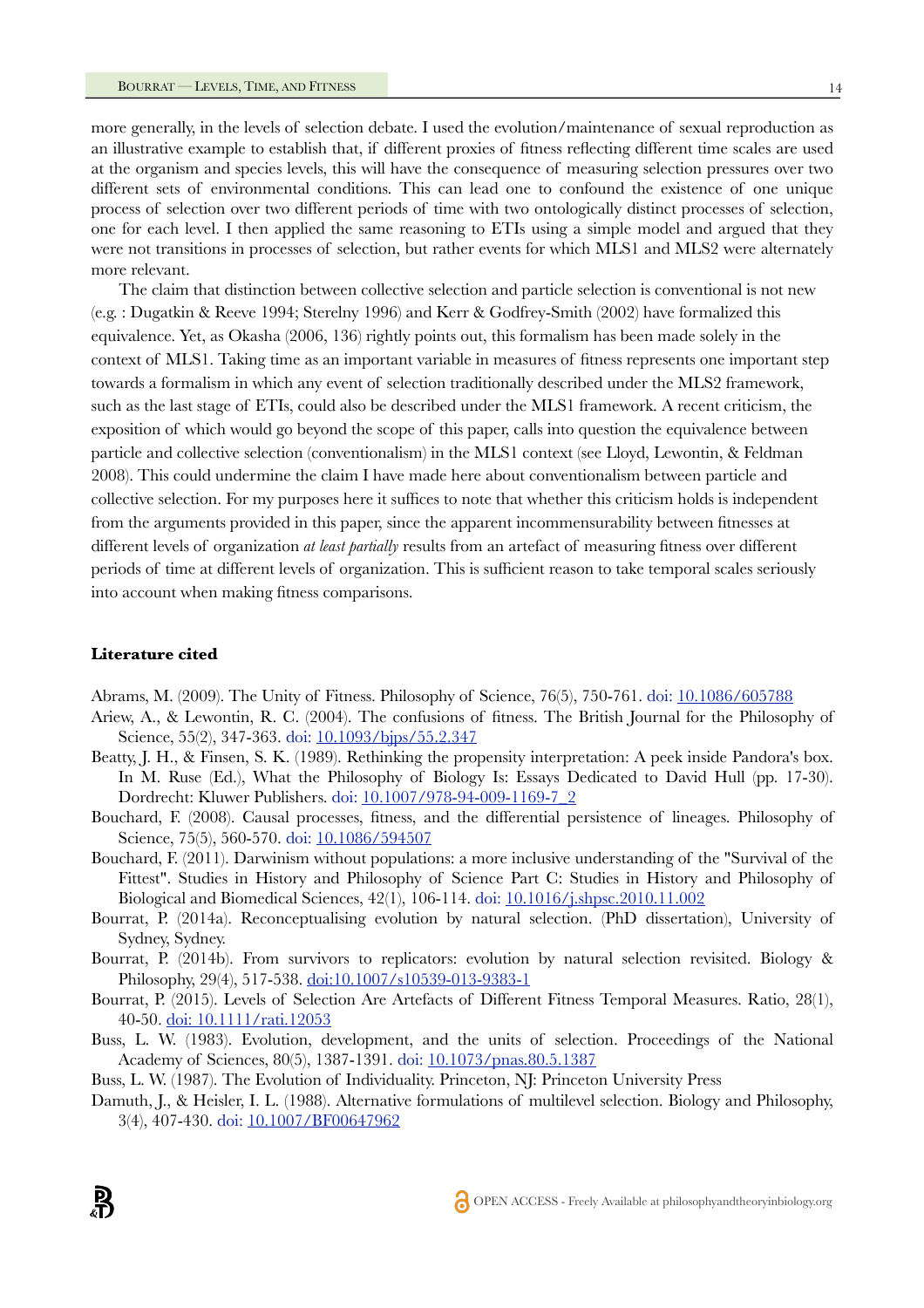more generally, in the levels of selection debate. I used the evolution/maintenance of sexual reproduction as an illustrative example to establish that, if different proxies of fitness reflecting different time scales are used at the organism and species levels, this will have the consequence of measuring selection pressures over two different sets of environmental conditions. This can lead one to confound the existence of one unique process of selection over two different periods of time with two ontologically distinct processes of selection, one for each level. I then applied the same reasoning to ETIs using a simple model and argued that they were not transitions in processes of selection, but rather events for which MLS1 and MLS2 were alternately more relevant.

The claim that distinction between collective selection and particle selection is conventional is not new (e.g. : Dugatkin & Reeve 1994; Sterelny 1996) and Kerr & Godfrey-Smith (2002) have formalized this equivalence. Yet, as Okasha (2006, 136) rightly points out, this formalism has been made solely in the context of MLS1. Taking time as an important variable in measures of fitness represents one important step towards a formalism in which any event of selection traditionally described under the MLS2 framework, such as the last stage of ETIs, could also be described under the MLS1 framework. A recent criticism, the exposition of which would go beyond the scope of this paper, calls into question the equivalence between particle and collective selection (conventionalism) in the MLS1 context (see Lloyd, Lewontin, & Feldman 2008). This could undermine the claim I have made here about conventionalism between particle and collective selection. For my purposes here it suffices to note that whether this criticism holds is independent from the arguments provided in this paper, since the apparent incommensurability between fitnesses at different levels of organization *at least partially* results from an artefact of measuring fitness over different periods of time at different levels of organization. This is sufficient reason to take temporal scales seriously into account when making fitness comparisons.

## Literature cited

Abrams, M. (2009). The Unity of Fitness. Philosophy of Science, 76(5), 750-761. doi: 10.1086/605788

Ariew, A., & Lewontin, R. C. (2004). The confusions of fitness. The British Journal for the Philosophy of Science, 55(2), 347-363. doi: 10.1093/bjps/55.2.347

Beatty, J. H., & Finsen, S. K. (1989). Rethinking the propensity interpretation: A peek inside Pandora's box. In M. Ruse (Ed.), What the Philosophy of Biology Is: Essays Dedicated to David Hull (pp. 17-30). Dordrecht: Kluwer Publishers. doi: 10.1007/978-94-009-1169-7_2

Bouchard, F. (2008). Causal processes, fitness, and the differential persistence of lineages. Philosophy of Science, 75(5), 560-570. doi: 10.1086/594507

Bouchard, F. (2011). Darwinism without populations: a more inclusive understanding of the "Survival of the Fittest". Studies in History and Philosophy of Science Part C: Studies in History and Philosophy of Biological and Biomedical Sciences, 42(1), 106-114. doi: 10.1016/j.shpsc.2010.11.002

Bourrat, P. (2014a). Reconceptualising evolution by natural selection. (PhD dissertation), University of Sydney, Sydney.

Bourrat, P. (2014b). From survivors to replicators: evolution by natural selection revisited. Biology & Philosophy, 29(4), 517-538. doi:10.1007/s10539-013-9383-1

Bourrat, P. (2015). Levels of Selection Are Artefacts of Different Fitness Temporal Measures. Ratio, 28(1), 40-50. doi: 10.1111/rati.12053

Buss, L. W. (1983). Evolution, development, and the units of selection. Proceedings of the National Academy of Sciences, 80(5), 1387-1391. doi: 10.1073/pnas.80.5.1387

Buss, L. W. (1987). The Evolution of Individuality. Princeton, NJ: Princeton University Press

Damuth, J., & Heisler, I. L. (1988). Alternative formulations of multilevel selection. Biology and Philosophy, 3(4), 407-430. doi: 10.1007/BF00647962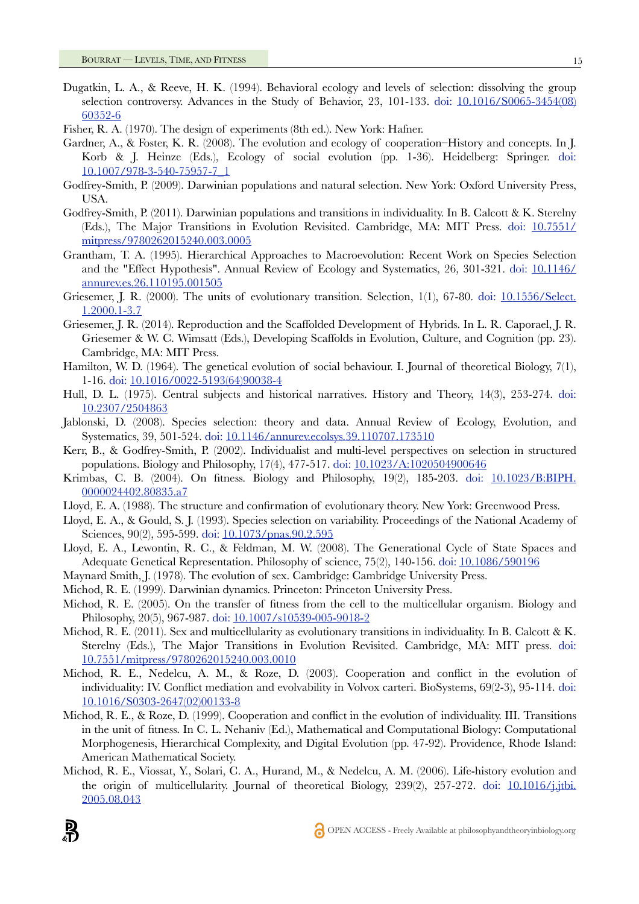Dugatkin, L. A., & Reeve, H. K. (1994). Behavioral ecology and levels of selection: dissolving the group selection controversy. Advances in the Study of Behavior, 23, 101-133. doi: 10.1016/S0065-3454(08)60352-6

Fisher, R. A. (1970). The design of experiments (8th ed.). New York: Hafner.

Gardner, A., & Foster, K. R. (2008). The evolution and ecology of cooperation–History and concepts. In J. Korb & J. Heinze (Eds.), Ecology of social evolution (pp. 1-36). Heidelberg: Springer. doi: 10.1007/978-3-540-75957-7_1

Godfrey-Smith, P. (2009). Darwinian populations and natural selection. New York: Oxford University Press, USA.

Godfrey-Smith, P. (2011). Darwinian populations and transitions in individuality. In B. Calcott & K. Sterelny (Eds.), The Major Transitions in Evolution Revisited. Cambridge, MA: MIT Press. doi: 10.7551/mitpress/9780262015240.003.0005

Grantham, T. A. (1995). Hierarchical Approaches to Macroevolution: Recent Work on Species Selection and the "Effect Hypothesis". Annual Review of Ecology and Systematics, 26, 301-321. doi: 10.1146/annurev.es.26.110195.001505

Griesemer, J. R. (2000). The units of evolutionary transition. Selection, 1(1), 67-80. doi: 10.1556/Select.1.2000.1-3.7

Griesemer, J. R. (2014). Reproduction and the Scaffolded Development of Hybrids. In L. R. Caporael, J. R. Griesemer & W. C. Wimsatt (Eds.), Developing Scaffolds in Evolution, Culture, and Cognition (pp. 23). Cambridge, MA: MIT Press.

Hamilton, W. D. (1964). The genetical evolution of social behaviour. I. Journal of theoretical Biology, 7(1), 1-16. doi: 10.1016/0022-5193(64)90038-4

Hull, D. L. (1975). Central subjects and historical narratives. History and Theory, 14(3), 253-274. doi: 10.2307/2504863

Jablonski, D. (2008). Species selection: theory and data. Annual Review of Ecology, Evolution, and Systematics, 39, 501-524. doi: 10.1146/annurev.ecolsys.39.110707.173510

Kerr, B., & Godfrey-Smith, P. (2002). Individualist and multi-level perspectives on selection in structured populations. Biology and Philosophy, 17(4), 477-517. doi: 10.1023/A:1020504900646

Krimbas, C. B. (2004). On fitness. Biology and Philosophy, 19(2), 185-203. doi: 10.1023/B:BIPH.0000024402.80835.a7

Lloyd, E. A. (1988). The structure and confirmation of evolutionary theory. New York: Greenwood Press.

Lloyd, E. A., & Gould, S. J. (1993). Species selection on variability. Proceedings of the National Academy of Sciences, 90(2), 595-599. doi: 10.1073/pnas.90.2.595

Lloyd, E. A., Lewontin, R. C., & Feldman, M. W. (2008). The Generational Cycle of State Spaces and Adequate Genetical Representation. Philosophy of science, 75(2), 140-156. doi: 10.1086/590196

Maynard Smith, J. (1978). The evolution of sex. Cambridge: Cambridge University Press.

Michod, R. E. (1999). Darwinian dynamics. Princeton: Princeton University Press.

Michod, R. E. (2005). On the transfer of fitness from the cell to the multicellular organism. Biology and Philosophy, 20(5), 967-987. doi: 10.1007/s10539-005-9018-2

Michod, R. E. (2011). Sex and multicellularity as evolutionary transitions in individuality. In B. Calcott & K. Sterelny (Eds.), The Major Transitions in Evolution Revisited. Cambridge, MA: MIT press. doi: 10.7551/mitpress/9780262015240.003.0010

Michod, R. E., Nedelcu, A. M., & Roze, D. (2003). Cooperation and conflict in the evolution of individuality: IV. Conflict mediation and evolvability in Volvox carteri. BioSystems, 69(2-3), 95-114. doi: 10.1016/S0303-2647(02)00133-8

Michod, R. E., & Roze, D. (1999). Cooperation and conflict in the evolution of individuality. III. Transitions in the unit of fitness. In C. L. Nehaniv (Ed.), Mathematical and Computational Biology: Computational Morphogenesis, Hierarchical Complexity, and Digital Evolution (pp. 47-92). Providence, Rhode Island: American Mathematical Society.

Michod, R. E., Viossat, Y., Solari, C. A., Hurand, M., & Nedelcu, A. M. (2006). Life-history evolution and the origin of multicellularity. Journal of theoretical Biology, 239(2), 257-272. doi: 10.1016/j.jtbi.2005.08.043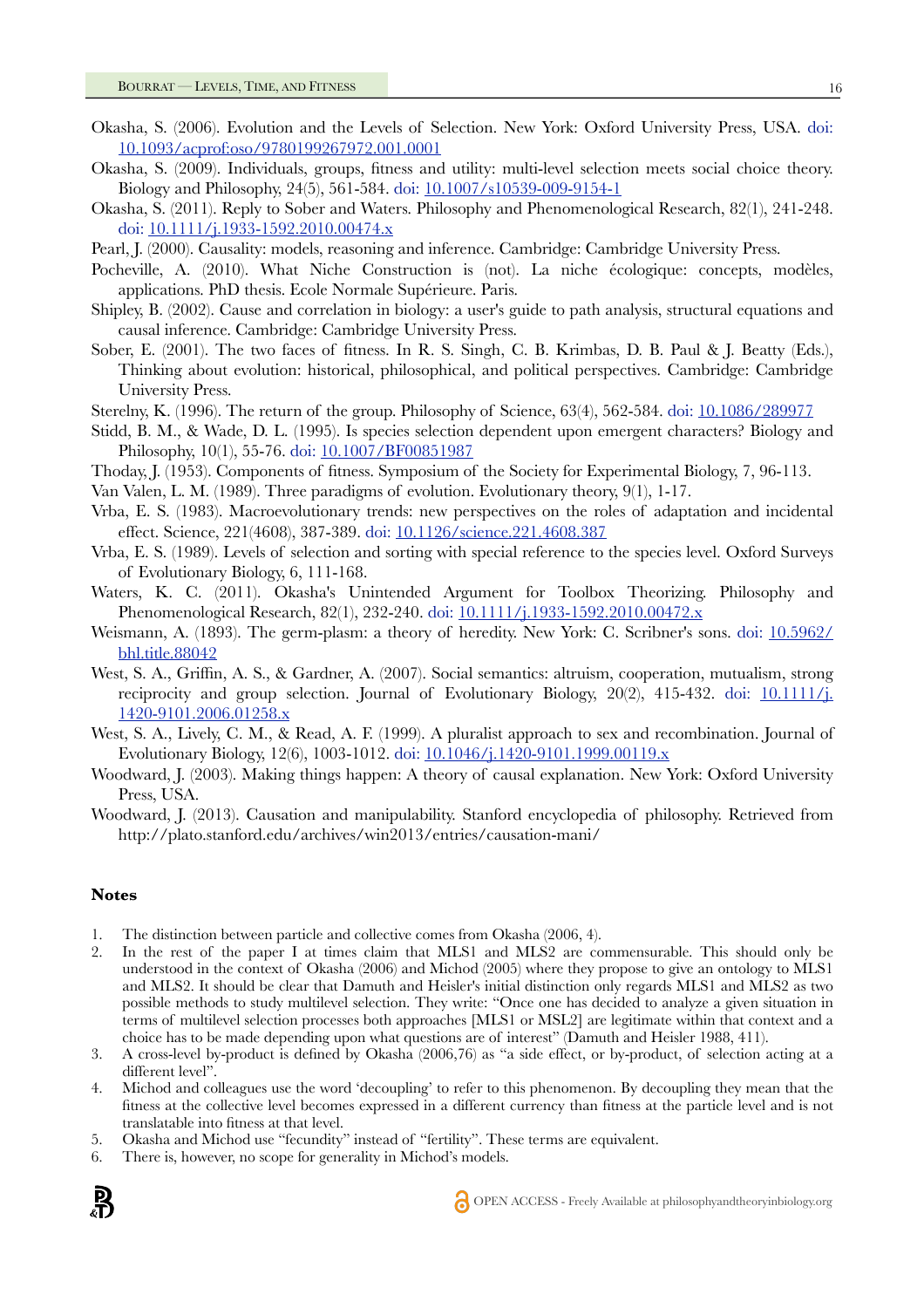Okasha, S. (2006). Evolution and the Levels of Selection. New York: Oxford University Press, USA. doi: 10.1093/acprof:oso/9780199267972.001.0001

Okasha, S. (2009). Individuals, groups, fitness and utility: multi-level selection meets social choice theory. Biology and Philosophy, 24(5), 561-584. doi: 10.1007/s10539-009-9154-1

Okasha, S. (2011). Reply to Sober and Waters. Philosophy and Phenomenological Research, 82(1), 241-248. doi: 10.1111/j.1933-1592.2010.00474.x

Pearl, J. (2000). Causality: models, reasoning and inference. Cambridge: Cambridge University Press.

Pocheville, A. (2010). What Niche Construction is (not). La niche écologique: concepts, modèles, applications. PhD thesis. Ecole Normale Supérieure. Paris.

Shipley, B. (2002). Cause and correlation in biology: a user's guide to path analysis, structural equations and causal inference. Cambridge: Cambridge University Press.

Sober, E. (2001). The two faces of fitness. In R. S. Singh, C. B. Krimbas, D. B. Paul & J. Beatty (Eds.), Thinking about evolution: historical, philosophical, and political perspectives. Cambridge: Cambridge University Press.

Sterelny, K. (1996). The return of the group. Philosophy of Science, 63(4), 562-584. doi: 10.1086/289977

Stidd, B. M., & Wade, D. L. (1995). Is species selection dependent upon emergent characters? Biology and Philosophy, 10(1), 55-76. doi: 10.1007/BF00851987

Thoday, J. (1953). Components of fitness. Symposium of the Society for Experimental Biology, 7, 96-113.

Van Valen, L. M. (1989). Three paradigms of evolution. Evolutionary theory, 9(1), 1-17.

Vrba, E. S. (1983). Macroevolutionary trends: new perspectives on the roles of adaptation and incidental effect. Science, 221(4608), 387-389. doi: 10.1126/science.221.4608.387

Vrba, E. S. (1989). Levels of selection and sorting with special reference to the species level. Oxford Surveys of Evolutionary Biology, 6, 111-168.

Waters, K. C. (2011). Okasha's Unintended Argument for Toolbox Theorizing. Philosophy and Phenomenological Research, 82(1), 232-240. doi: 10.1111/j.1933-1592.2010.00472.x

Weismann, A. (1893). The germ-plasm: a theory of heredity. New York: C. Scribner's sons. doi: 10.5962/bhl.title.88042

West, S. A., Griffin, A. S., & Gardner, A. (2007). Social semantics: altruism, cooperation, mutualism, strong reciprocity and group selection. Journal of Evolutionary Biology, 20(2), 415-432. doi: 10.1111/j.1420-9101.2006.01258.x

West, S. A., Lively, C. M., & Read, A. F. (1999). A pluralist approach to sex and recombination. Journal of Evolutionary Biology, 12(6), 1003-1012. doi: 10.1046/j.1420-9101.1999.00119.x

Woodward, J. (2003). Making things happen: A theory of causal explanation. New York: Oxford University Press, USA.

Woodward, J. (2013). Causation and manipulability. Stanford encyclopedia of philosophy. Retrieved from http://plato.stanford.edu/archives/win2013/entries/causation-mani/

## Notes

1. The distinction between particle and collective comes from Okasha (2006, 4).
2. In the rest of the paper I at times claim that MLS1 and MLS2 are commensurable. This should only be understood in the context of Okasha (2006) and Michod (2005) where they propose to give an ontology to MLS1 and MLS2. It should be clear that Damuth and Heisler's initial distinction only regards MLS1 and MLS2 as two possible methods to study multilevel selection. They write: "Once one has decided to analyze a given situation in terms of multilevel selection processes both approaches [MLS1 or MSL2] are legitimate within that context and a choice has to be made depending upon what questions are of interest" (Damuth and Heisler 1988, 411).
3. A cross-level by-product is defined by Okasha (2006,76) as "a side effect, or by-product, of selection acting at a different level".
4. Michod and colleagues use the word 'decoupling' to refer to this phenomenon. By decoupling they mean that the fitness at the collective level becomes expressed in a different currency than fitness at the particle level and is not translatable into fitness at that level.
5. Okasha and Michod use "fecundity" instead of "fertility". These terms are equivalent.
6. There is, however, no scope for generality in Michod's models.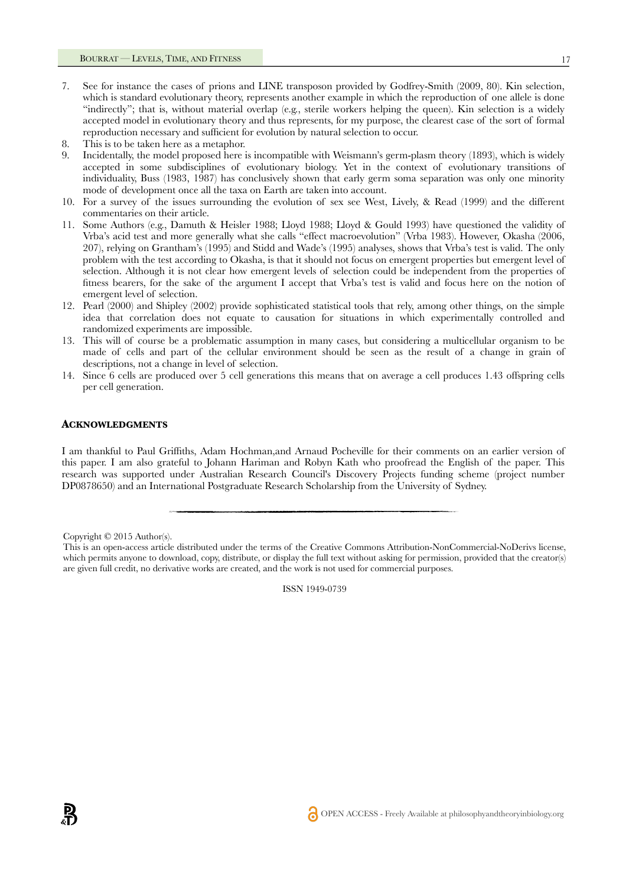7. See for instance the cases of prions and LINE transposon provided by Godfrey-Smith (2009, 80). Kin selection, which is standard evolutionary theory, represents another example in which the reproduction of one allele is done "indirectly"; that is, without material overlap (e.g., sterile workers helping the queen). Kin selection is a widely accepted model in evolutionary theory and thus represents, for my purpose, the clearest case of the sort of formal reproduction necessary and sufficient for evolution by natural selection to occur.
8. This is to be taken here as a metaphor.
9. Incidentally, the model proposed here is incompatible with Weismann's germ-plasm theory (1893), which is widely accepted in some subdisciplines of evolutionary biology. Yet in the context of evolutionary transitions of individuality, Buss (1983, 1987) has conclusively shown that early germ soma separation was only one minority mode of development once all the taxa on Earth are taken into account.
10. For a survey of the issues surrounding the evolution of sex see West, Lively, & Read (1999) and the different commentaries on their article.
11. Some Authors (e.g., Damuth & Heisler 1988; Lloyd 1988; Lloyd & Gould 1993) have questioned the validity of Vrba's acid test and more generally what she calls "effect macroevolution" (Vrba 1983). However, Okasha (2006, 207), relying on Grantham's (1995) and Stidd and Wade's (1995) analyses, shows that Vrba's test is valid. The only problem with the test according to Okasha, is that it should not focus on emergent properties but emergent level of selection. Although it is not clear how emergent levels of selection could be independent from the properties of fitness bearers, for the sake of the argument I accept that Vrba's test is valid and focus here on the notion of emergent level of selection.
12. Pearl (2000) and Shipley (2002) provide sophisticated statistical tools that rely, among other things, on the simple idea that correlation does not equate to causation for situations in which experimentally controlled and randomized experiments are impossible.
13. This will of course be a problematic assumption in many cases, but considering a multicellular organism to be made of cells and part of the cellular environment should be seen as the result of a change in grain of descriptions, not a change in level of selection.
14. Since 6 cells are produced over 5 cell generations this means that on average a cell produces 1.43 offspring cells per cell generation.

## Acknowledgments

I am thankful to Paul Griffiths, Adam Hochman,and Arnaud Pocheville for their comments on an earlier version of this paper. I am also grateful to Johann Hariman and Robyn Kath who proofread the English of the paper. This research was supported under Australian Research Council's Discovery Projects funding scheme (project number DP0878650) and an International Postgraduate Research Scholarship from the University of Sydney.

Copyright © 2015 Author(s).

This is an open-access article distributed under the terms of the Creative Commons Attribution-NonCommercial-NoDerivs license, which permits anyone to download, copy, distribute, or display the full text without asking for permission, provided that the creator(s) are given full credit, no derivative works are created, and the work is not used for commercial purposes.

ISSN 1949-0739